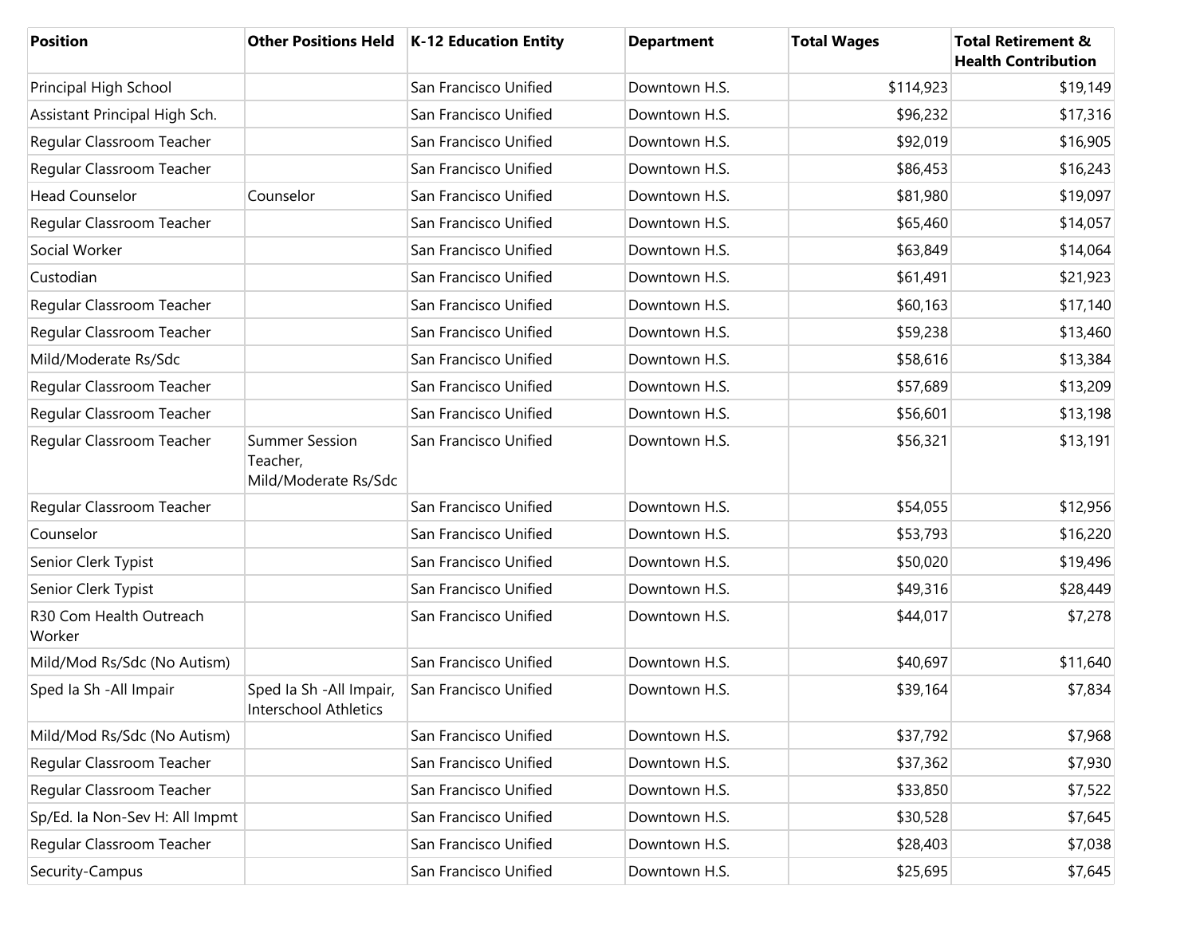| Position | Other Positions Held | K-12 Education Entity | Department | Total Wages | Total Retirement & Health Contribution |
|---|---|---|---|---|---|
| Principal High School | | San Francisco Unified | Downtown H.S. | $114,923 | $19,149 |
| Assistant Principal High Sch. | | San Francisco Unified | Downtown H.S. | $96,232 | $17,316 |
| Regular Classroom Teacher | | San Francisco Unified | Downtown H.S. | $92,019 | $16,905 |
| Regular Classroom Teacher | | San Francisco Unified | Downtown H.S. | $86,453 | $16,243 |
| Head Counselor | Counselor | San Francisco Unified | Downtown H.S. | $81,980 | $19,097 |
| Regular Classroom Teacher | | San Francisco Unified | Downtown H.S. | $65,460 | $14,057 |
| Social Worker | | San Francisco Unified | Downtown H.S. | $63,849 | $14,064 |
| Custodian | | San Francisco Unified | Downtown H.S. | $61,491 | $21,923 |
| Regular Classroom Teacher | | San Francisco Unified | Downtown H.S. | $60,163 | $17,140 |
| Regular Classroom Teacher | | San Francisco Unified | Downtown H.S. | $59,238 | $13,460 |
| Mild/Moderate Rs/Sdc | | San Francisco Unified | Downtown H.S. | $58,616 | $13,384 |
| Regular Classroom Teacher | | San Francisco Unified | Downtown H.S. | $57,689 | $13,209 |
| Regular Classroom Teacher | | San Francisco Unified | Downtown H.S. | $56,601 | $13,198 |
| Regular Classroom Teacher | Summer Session Teacher, Mild/Moderate Rs/Sdc | San Francisco Unified | Downtown H.S. | $56,321 | $13,191 |
| Regular Classroom Teacher | | San Francisco Unified | Downtown H.S. | $54,055 | $12,956 |
| Counselor | | San Francisco Unified | Downtown H.S. | $53,793 | $16,220 |
| Senior Clerk Typist | | San Francisco Unified | Downtown H.S. | $50,020 | $19,496 |
| Senior Clerk Typist | | San Francisco Unified | Downtown H.S. | $49,316 | $28,449 |
| R30 Com Health Outreach Worker | | San Francisco Unified | Downtown H.S. | $44,017 | $7,278 |
| Mild/Mod Rs/Sdc (No Autism) | | San Francisco Unified | Downtown H.S. | $40,697 | $11,640 |
| Sped Ia Sh -All Impair | Sped Ia Sh -All Impair, Interschool Athletics | San Francisco Unified | Downtown H.S. | $39,164 | $7,834 |
| Mild/Mod Rs/Sdc (No Autism) | | San Francisco Unified | Downtown H.S. | $37,792 | $7,968 |
| Regular Classroom Teacher | | San Francisco Unified | Downtown H.S. | $37,362 | $7,930 |
| Regular Classroom Teacher | | San Francisco Unified | Downtown H.S. | $33,850 | $7,522 |
| Sp/Ed. Ia Non-Sev H: All Impmt | | San Francisco Unified | Downtown H.S. | $30,528 | $7,645 |
| Regular Classroom Teacher | | San Francisco Unified | Downtown H.S. | $28,403 | $7,038 |
| Security-Campus | | San Francisco Unified | Downtown H.S. | $25,695 | $7,645 |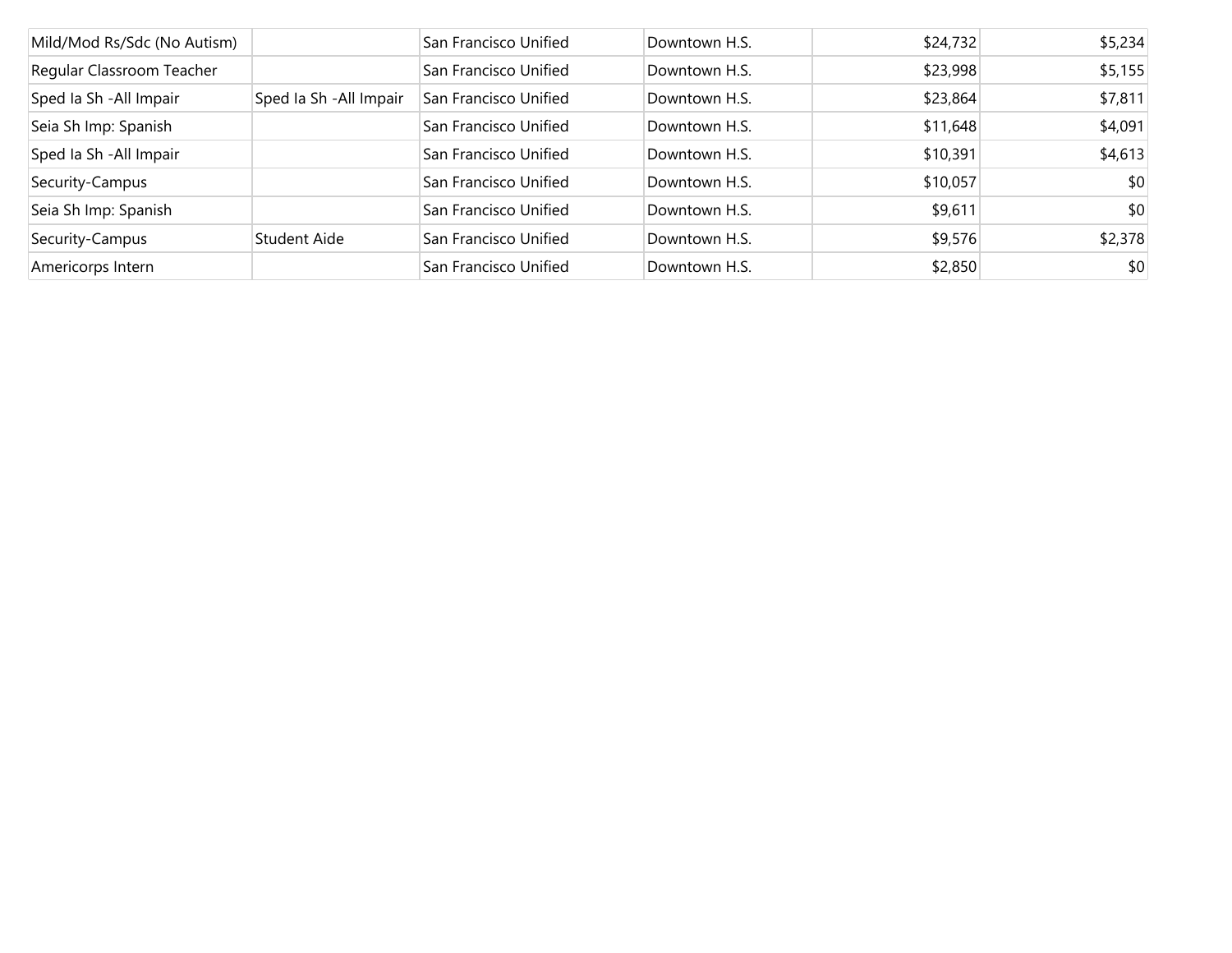| | | | | | |
|---|---|---|---|---|---|
| Mild/Mod Rs/Sdc (No Autism) | | San Francisco Unified | Downtown H.S. | $24,732 | $5,234 |
| Regular Classroom Teacher | | San Francisco Unified | Downtown H.S. | $23,998 | $5,155 |
| Sped Ia Sh -All Impair | Sped Ia Sh -All Impair | San Francisco Unified | Downtown H.S. | $23,864 | $7,811 |
| Seia Sh Imp: Spanish | | San Francisco Unified | Downtown H.S. | $11,648 | $4,091 |
| Sped Ia Sh -All Impair | | San Francisco Unified | Downtown H.S. | $10,391 | $4,613 |
| Security-Campus | | San Francisco Unified | Downtown H.S. | $10,057 | $0 |
| Seia Sh Imp: Spanish | | San Francisco Unified | Downtown H.S. | $9,611 | $0 |
| Security-Campus | Student Aide | San Francisco Unified | Downtown H.S. | $9,576 | $2,378 |
| Americorps Intern | | San Francisco Unified | Downtown H.S. | $2,850 | $0 |